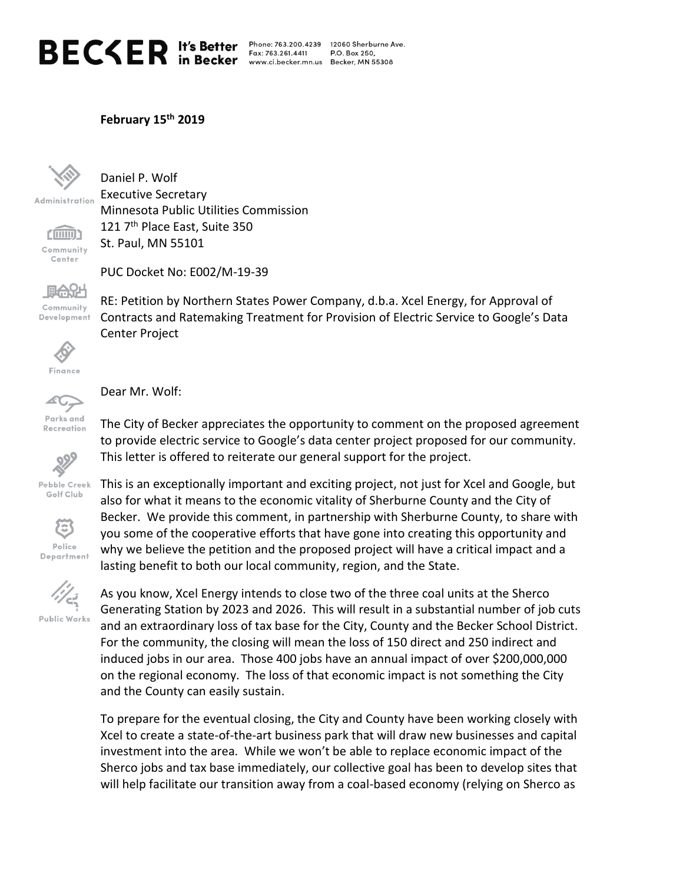BECKER It's Better in Becker

Phone: 763.200.4239
Fax: 763.261.4411
www.ci.becker.mn.us

12060 Sherburne Ave.
P.O. Box 250,
Becker, MN 55308

Administration
Community Center
Community Development
Finance
Parks and Recreation
Pebble Creek Golf Club
Police Department
Public Works

**February 15th 2019**

Daniel P. Wolf
Executive Secretary
Minnesota Public Utilities Commission
121 7th Place East, Suite 350
St. Paul, MN 55101

PUC Docket No: E002/M-19-39

RE: Petition by Northern States Power Company, d.b.a. Xcel Energy, for Approval of Contracts and Ratemaking Treatment for Provision of Electric Service to Google's Data Center Project

Dear Mr. Wolf:

The City of Becker appreciates the opportunity to comment on the proposed agreement to provide electric service to Google's data center project proposed for our community. This letter is offered to reiterate our general support for the project.

This is an exceptionally important and exciting project, not just for Xcel and Google, but also for what it means to the economic vitality of Sherburne County and the City of Becker. We provide this comment, in partnership with Sherburne County, to share with you some of the cooperative efforts that have gone into creating this opportunity and why we believe the petition and the proposed project will have a critical impact and a lasting benefit to both our local community, region, and the State.

As you know, Xcel Energy intends to close two of the three coal units at the Sherco Generating Station by 2023 and 2026. This will result in a substantial number of job cuts and an extraordinary loss of tax base for the City, County and the Becker School District. For the community, the closing will mean the loss of 150 direct and 250 indirect and induced jobs in our area. Those 400 jobs have an annual impact of over $200,000,000 on the regional economy. The loss of that economic impact is not something the City and the County can easily sustain.

To prepare for the eventual closing, the City and County have been working closely with Xcel to create a state-of-the-art business park that will draw new businesses and capital investment into the area. While we won't be able to replace economic impact of the Sherco jobs and tax base immediately, our collective goal has been to develop sites that will help facilitate our transition away from a coal-based economy (relying on Sherco as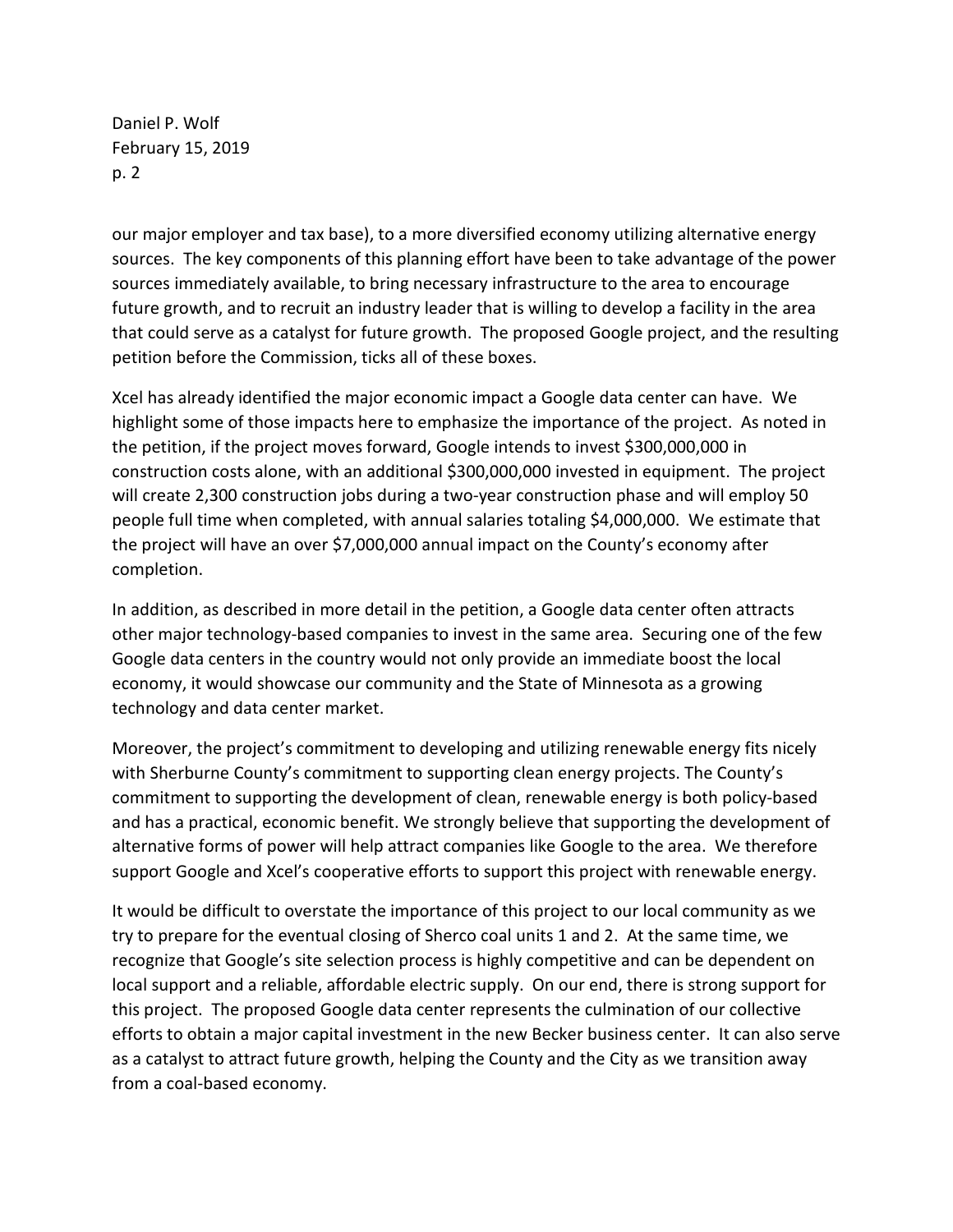our major employer and tax base), to a more diversified economy utilizing alternative energy sources. The key components of this planning effort have been to take advantage of the power sources immediately available, to bring necessary infrastructure to the area to encourage future growth, and to recruit an industry leader that is willing to develop a facility in the area that could serve as a catalyst for future growth. The proposed Google project, and the resulting petition before the Commission, ticks all of these boxes.

Xcel has already identified the major economic impact a Google data center can have. We highlight some of those impacts here to emphasize the importance of the project. As noted in the petition, if the project moves forward, Google intends to invest $300,000,000 in construction costs alone, with an additional $300,000,000 invested in equipment. The project will create 2,300 construction jobs during a two-year construction phase and will employ 50 people full time when completed, with annual salaries totaling $4,000,000. We estimate that the project will have an over $7,000,000 annual impact on the County's economy after completion.

In addition, as described in more detail in the petition, a Google data center often attracts other major technology-based companies to invest in the same area. Securing one of the few Google data centers in the country would not only provide an immediate boost the local economy, it would showcase our community and the State of Minnesota as a growing technology and data center market.

Moreover, the project's commitment to developing and utilizing renewable energy fits nicely with Sherburne County's commitment to supporting clean energy projects. The County's commitment to supporting the development of clean, renewable energy is both policy-based and has a practical, economic benefit. We strongly believe that supporting the development of alternative forms of power will help attract companies like Google to the area. We therefore support Google and Xcel's cooperative efforts to support this project with renewable energy.

It would be difficult to overstate the importance of this project to our local community as we try to prepare for the eventual closing of Sherco coal units 1 and 2. At the same time, we recognize that Google's site selection process is highly competitive and can be dependent on local support and a reliable, affordable electric supply. On our end, there is strong support for this project. The proposed Google data center represents the culmination of our collective efforts to obtain a major capital investment in the new Becker business center. It can also serve as a catalyst to attract future growth, helping the County and the City as we transition away from a coal-based economy.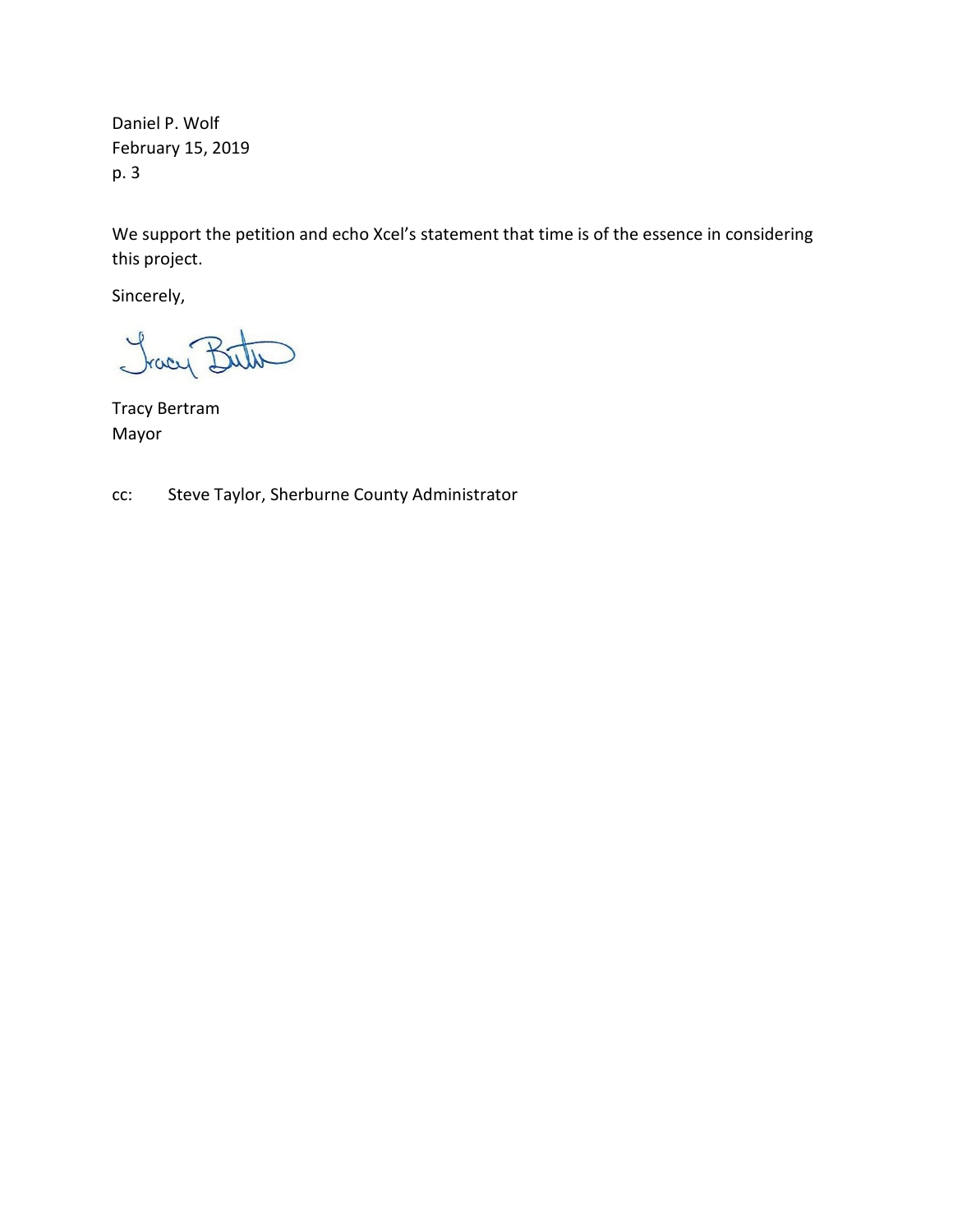We support the petition and echo Xcel's statement that time is of the essence in considering this project.

Sincerely,

Tracy Bertram
Mayor

cc: Steve Taylor, Sherburne County Administrator